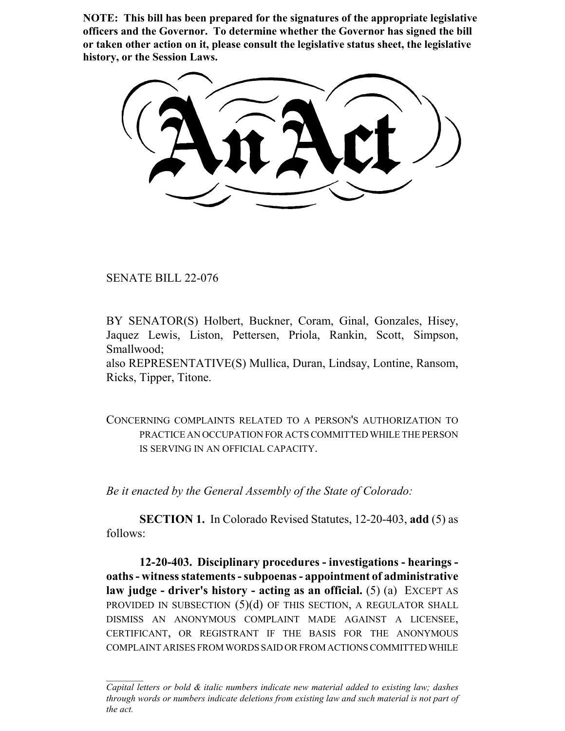**NOTE: This bill has been prepared for the signatures of the appropriate legislative officers and the Governor. To determine whether the Governor has signed the bill or taken other action on it, please consult the legislative status sheet, the legislative history, or the Session Laws.**

# An Act

SENATE BILL 22-076

BY SENATOR(S) Holbert, Buckner, Coram, Ginal, Gonzales, Hisey, Jaquez Lewis, Liston, Pettersen, Priola, Rankin, Scott, Simpson, Smallwood;
also REPRESENTATIVE(S) Mullica, Duran, Lindsay, Lontine, Ransom, Ricks, Tipper, Titone.

CONCERNING COMPLAINTS RELATED TO A PERSON'S AUTHORIZATION TO PRACTICE AN OCCUPATION FOR ACTS COMMITTED WHILE THE PERSON IS SERVING IN AN OFFICIAL CAPACITY.

*Be it enacted by the General Assembly of the State of Colorado:*

**SECTION 1.** In Colorado Revised Statutes, 12-20-403, **add** (5) as follows:

**12-20-403. Disciplinary procedures - investigations - hearings - oaths - witness statements - subpoenas - appointment of administrative law judge - driver's history - acting as an official.** (5) (a) EXCEPT AS PROVIDED IN SUBSECTION (5)(d) OF THIS SECTION, A REGULATOR SHALL DISMISS AN ANONYMOUS COMPLAINT MADE AGAINST A LICENSEE, CERTIFICANT, OR REGISTRANT IF THE BASIS FOR THE ANONYMOUS COMPLAINT ARISES FROM WORDS SAID OR FROM ACTIONS COMMITTED WHILE

*Capital letters or bold & italic numbers indicate new material added to existing law; dashes through words or numbers indicate deletions from existing law and such material is not part of the act.*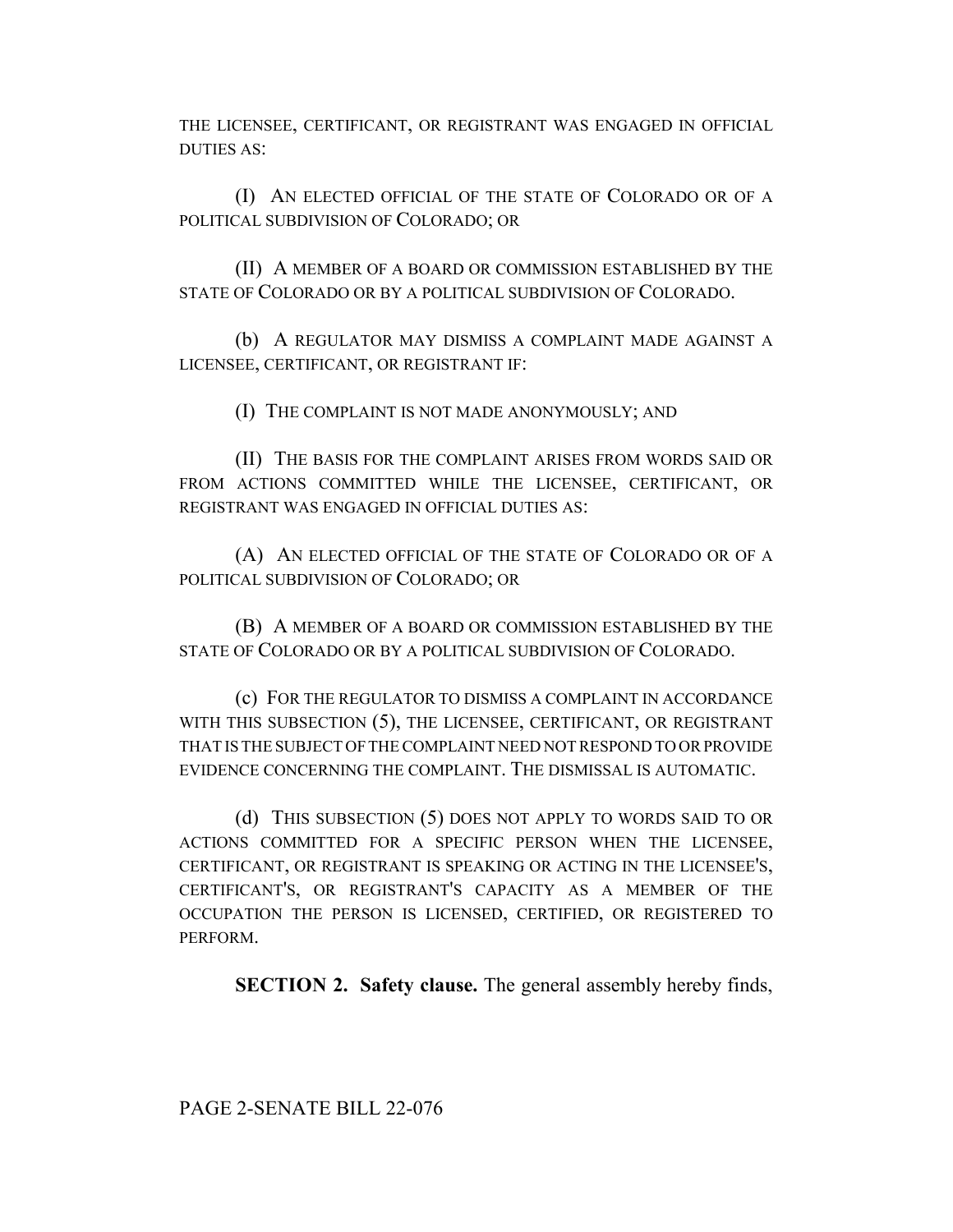THE LICENSEE, CERTIFICANT, OR REGISTRANT WAS ENGAGED IN OFFICIAL DUTIES AS:

(I) AN ELECTED OFFICIAL OF THE STATE OF COLORADO OR OF A POLITICAL SUBDIVISION OF COLORADO; OR

(II) A MEMBER OF A BOARD OR COMMISSION ESTABLISHED BY THE STATE OF COLORADO OR BY A POLITICAL SUBDIVISION OF COLORADO.

(b) A REGULATOR MAY DISMISS A COMPLAINT MADE AGAINST A LICENSEE, CERTIFICANT, OR REGISTRANT IF:

(I) THE COMPLAINT IS NOT MADE ANONYMOUSLY; AND

(II) THE BASIS FOR THE COMPLAINT ARISES FROM WORDS SAID OR FROM ACTIONS COMMITTED WHILE THE LICENSEE, CERTIFICANT, OR REGISTRANT WAS ENGAGED IN OFFICIAL DUTIES AS:

(A) AN ELECTED OFFICIAL OF THE STATE OF COLORADO OR OF A POLITICAL SUBDIVISION OF COLORADO; OR

(B) A MEMBER OF A BOARD OR COMMISSION ESTABLISHED BY THE STATE OF COLORADO OR BY A POLITICAL SUBDIVISION OF COLORADO.

(c) FOR THE REGULATOR TO DISMISS A COMPLAINT IN ACCORDANCE WITH THIS SUBSECTION (5), THE LICENSEE, CERTIFICANT, OR REGISTRANT THAT IS THE SUBJECT OF THE COMPLAINT NEED NOT RESPOND TO OR PROVIDE EVIDENCE CONCERNING THE COMPLAINT. THE DISMISSAL IS AUTOMATIC.

(d) THIS SUBSECTION (5) DOES NOT APPLY TO WORDS SAID TO OR ACTIONS COMMITTED FOR A SPECIFIC PERSON WHEN THE LICENSEE, CERTIFICANT, OR REGISTRANT IS SPEAKING OR ACTING IN THE LICENSEE'S, CERTIFICANT'S, OR REGISTRANT'S CAPACITY AS A MEMBER OF THE OCCUPATION THE PERSON IS LICENSED, CERTIFIED, OR REGISTERED TO PERFORM.

**SECTION 2. Safety clause.** The general assembly hereby finds,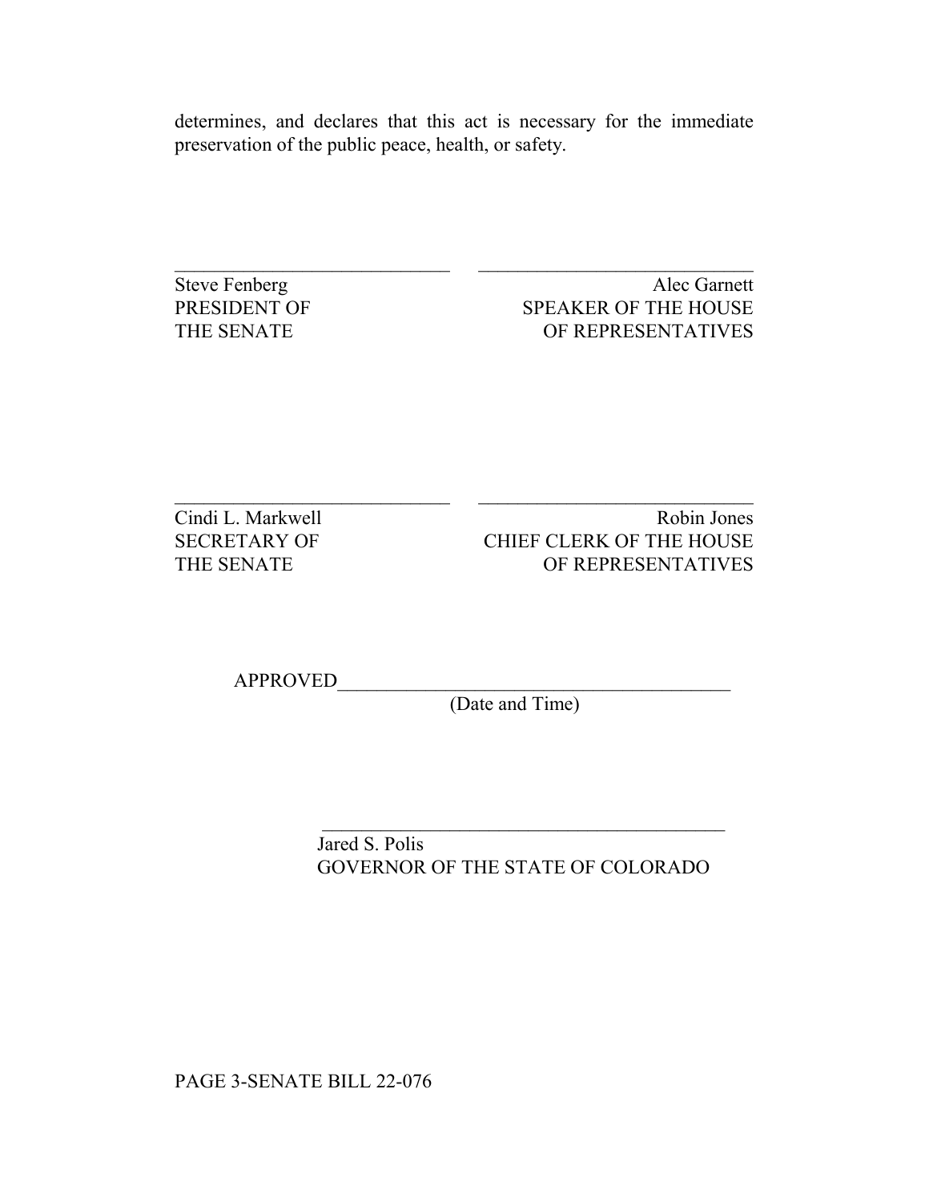determines, and declares that this act is necessary for the immediate preservation of the public peace, health, or safety.

| | |
|---|---|
| ____________________________ | ____________________________ |
| Steve Fenberg | Alec Garnett |
| PRESIDENT OF THE SENATE | SPEAKER OF THE HOUSE OF REPRESENTATIVES |
| ____________________________ | ____________________________ |
| Cindi L. Markwell | Robin Jones |
| SECRETARY OF THE SENATE | CHIEF CLERK OF THE HOUSE OF REPRESENTATIVES |

APPROVED________________________________________
(Date and Time)

_________________________________________
Jared S. Polis
GOVERNOR OF THE STATE OF COLORADO

PAGE 3-SENATE BILL 22-076